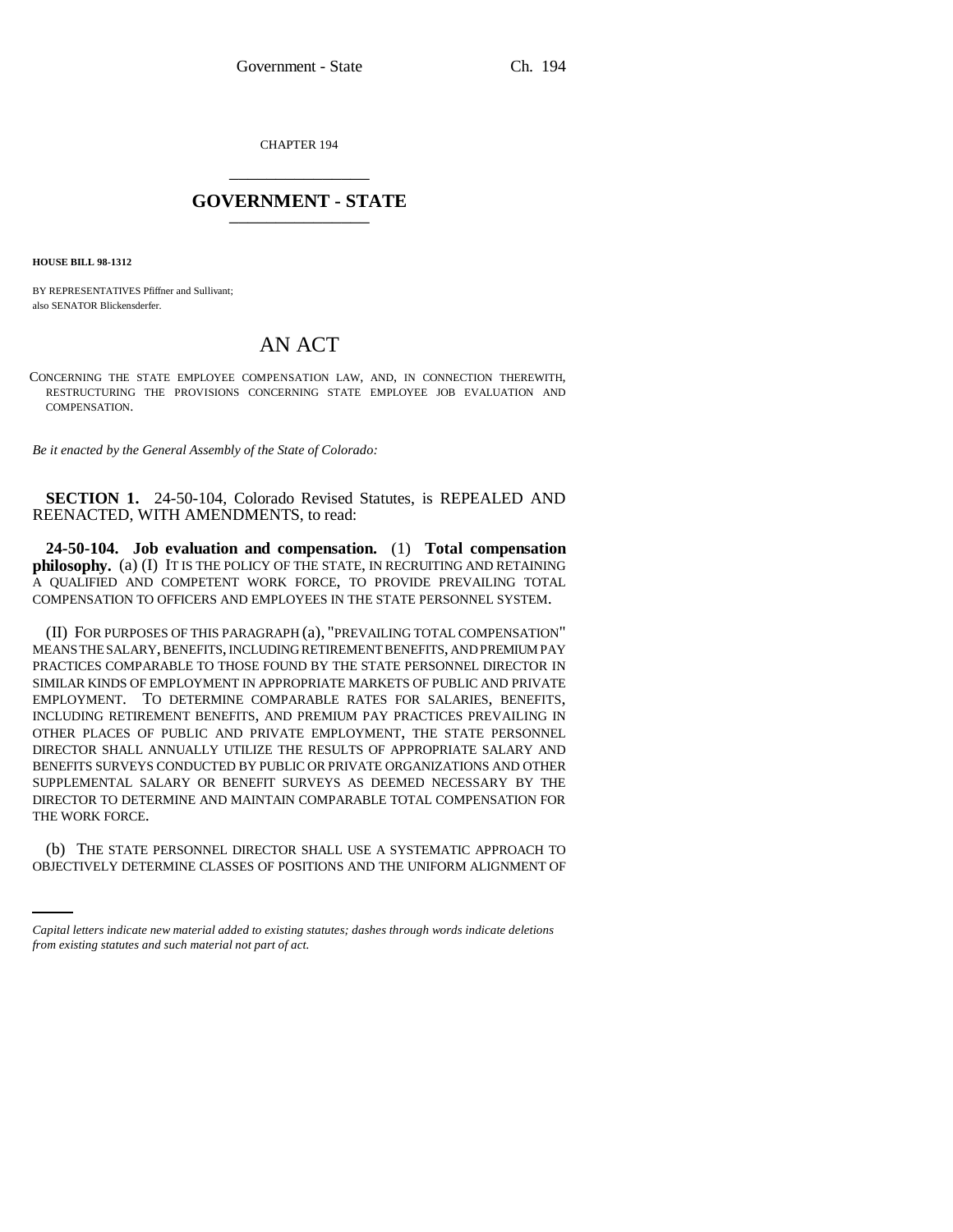CHAPTER 194

# GOVERNMENT - STATE

**HOUSE BILL 98-1312**

BY REPRESENTATIVES Pfiffner and Sullivant;
also SENATOR Blickensderfer.

# AN ACT

CONCERNING THE STATE EMPLOYEE COMPENSATION LAW, AND, IN CONNECTION THEREWITH, RESTRUCTURING THE PROVISIONS CONCERNING STATE EMPLOYEE JOB EVALUATION AND COMPENSATION.

*Be it enacted by the General Assembly of the State of Colorado:*

**SECTION 1.** 24-50-104, Colorado Revised Statutes, is REPEALED AND REENACTED, WITH AMENDMENTS, to read:

**24-50-104. Job evaluation and compensation.** (1) **Total compensation philosophy.** (a) (I) IT IS THE POLICY OF THE STATE, IN RECRUITING AND RETAINING A QUALIFIED AND COMPETENT WORK FORCE, TO PROVIDE PREVAILING TOTAL COMPENSATION TO OFFICERS AND EMPLOYEES IN THE STATE PERSONNEL SYSTEM.

(II) FOR PURPOSES OF THIS PARAGRAPH (a), "PREVAILING TOTAL COMPENSATION" MEANS THE SALARY, BENEFITS, INCLUDING RETIREMENT BENEFITS, AND PREMIUM PAY PRACTICES COMPARABLE TO THOSE FOUND BY THE STATE PERSONNEL DIRECTOR IN SIMILAR KINDS OF EMPLOYMENT IN APPROPRIATE MARKETS OF PUBLIC AND PRIVATE EMPLOYMENT. TO DETERMINE COMPARABLE RATES FOR SALARIES, BENEFITS, INCLUDING RETIREMENT BENEFITS, AND PREMIUM PAY PRACTICES PREVAILING IN OTHER PLACES OF PUBLIC AND PRIVATE EMPLOYMENT, THE STATE PERSONNEL DIRECTOR SHALL ANNUALLY UTILIZE THE RESULTS OF APPROPRIATE SALARY AND BENEFITS SURVEYS CONDUCTED BY PUBLIC OR PRIVATE ORGANIZATIONS AND OTHER SUPPLEMENTAL SALARY OR BENEFIT SURVEYS AS DEEMED NECESSARY BY THE DIRECTOR TO DETERMINE AND MAINTAIN COMPARABLE TOTAL COMPENSATION FOR THE WORK FORCE.

(b) THE STATE PERSONNEL DIRECTOR SHALL USE A SYSTEMATIC APPROACH TO OBJECTIVELY DETERMINE CLASSES OF POSITIONS AND THE UNIFORM ALIGNMENT OF

*Capital letters indicate new material added to existing statutes; dashes through words indicate deletions from existing statutes and such material not part of act.*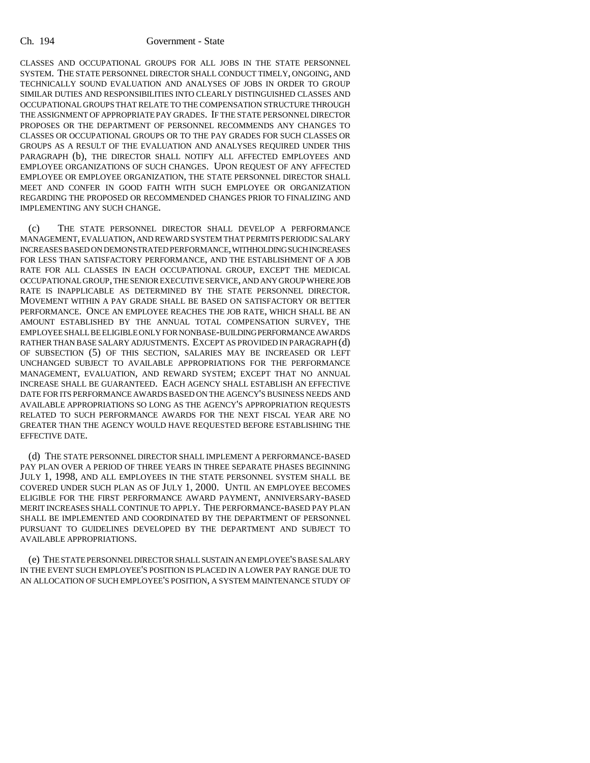CLASSES AND OCCUPATIONAL GROUPS FOR ALL JOBS IN THE STATE PERSONNEL SYSTEM. THE STATE PERSONNEL DIRECTOR SHALL CONDUCT TIMELY, ONGOING, AND TECHNICALLY SOUND EVALUATION AND ANALYSES OF JOBS IN ORDER TO GROUP SIMILAR DUTIES AND RESPONSIBILITIES INTO CLEARLY DISTINGUISHED CLASSES AND OCCUPATIONAL GROUPS THAT RELATE TO THE COMPENSATION STRUCTURE THROUGH THE ASSIGNMENT OF APPROPRIATE PAY GRADES. IF THE STATE PERSONNEL DIRECTOR PROPOSES OR THE DEPARTMENT OF PERSONNEL RECOMMENDS ANY CHANGES TO CLASSES OR OCCUPATIONAL GROUPS OR TO THE PAY GRADES FOR SUCH CLASSES OR GROUPS AS A RESULT OF THE EVALUATION AND ANALYSES REQUIRED UNDER THIS PARAGRAPH (b), THE DIRECTOR SHALL NOTIFY ALL AFFECTED EMPLOYEES AND EMPLOYEE ORGANIZATIONS OF SUCH CHANGES. UPON REQUEST OF ANY AFFECTED EMPLOYEE OR EMPLOYEE ORGANIZATION, THE STATE PERSONNEL DIRECTOR SHALL MEET AND CONFER IN GOOD FAITH WITH SUCH EMPLOYEE OR ORGANIZATION REGARDING THE PROPOSED OR RECOMMENDED CHANGES PRIOR TO FINALIZING AND IMPLEMENTING ANY SUCH CHANGE.

(c) THE STATE PERSONNEL DIRECTOR SHALL DEVELOP A PERFORMANCE MANAGEMENT, EVALUATION, AND REWARD SYSTEM THAT PERMITS PERIODIC SALARY INCREASES BASED ON DEMONSTRATED PERFORMANCE, WITHHOLDING SUCH INCREASES FOR LESS THAN SATISFACTORY PERFORMANCE, AND THE ESTABLISHMENT OF A JOB RATE FOR ALL CLASSES IN EACH OCCUPATIONAL GROUP, EXCEPT THE MEDICAL OCCUPATIONAL GROUP, THE SENIOR EXECUTIVE SERVICE, AND ANY GROUP WHERE JOB RATE IS INAPPLICABLE AS DETERMINED BY THE STATE PERSONNEL DIRECTOR. MOVEMENT WITHIN A PAY GRADE SHALL BE BASED ON SATISFACTORY OR BETTER PERFORMANCE. ONCE AN EMPLOYEE REACHES THE JOB RATE, WHICH SHALL BE AN AMOUNT ESTABLISHED BY THE ANNUAL TOTAL COMPENSATION SURVEY, THE EMPLOYEE SHALL BE ELIGIBLE ONLY FOR NONBASE-BUILDING PERFORMANCE AWARDS RATHER THAN BASE SALARY ADJUSTMENTS. EXCEPT AS PROVIDED IN PARAGRAPH (d) OF SUBSECTION (5) OF THIS SECTION, SALARIES MAY BE INCREASED OR LEFT UNCHANGED SUBJECT TO AVAILABLE APPROPRIATIONS FOR THE PERFORMANCE MANAGEMENT, EVALUATION, AND REWARD SYSTEM; EXCEPT THAT NO ANNUAL INCREASE SHALL BE GUARANTEED. EACH AGENCY SHALL ESTABLISH AN EFFECTIVE DATE FOR ITS PERFORMANCE AWARDS BASED ON THE AGENCY'S BUSINESS NEEDS AND AVAILABLE APPROPRIATIONS SO LONG AS THE AGENCY'S APPROPRIATION REQUESTS RELATED TO SUCH PERFORMANCE AWARDS FOR THE NEXT FISCAL YEAR ARE NO GREATER THAN THE AGENCY WOULD HAVE REQUESTED BEFORE ESTABLISHING THE EFFECTIVE DATE.

(d) THE STATE PERSONNEL DIRECTOR SHALL IMPLEMENT A PERFORMANCE-BASED PAY PLAN OVER A PERIOD OF THREE YEARS IN THREE SEPARATE PHASES BEGINNING JULY 1, 1998, AND ALL EMPLOYEES IN THE STATE PERSONNEL SYSTEM SHALL BE COVERED UNDER SUCH PLAN AS OF JULY 1, 2000. UNTIL AN EMPLOYEE BECOMES ELIGIBLE FOR THE FIRST PERFORMANCE AWARD PAYMENT, ANNIVERSARY-BASED MERIT INCREASES SHALL CONTINUE TO APPLY. THE PERFORMANCE-BASED PAY PLAN SHALL BE IMPLEMENTED AND COORDINATED BY THE DEPARTMENT OF PERSONNEL PURSUANT TO GUIDELINES DEVELOPED BY THE DEPARTMENT AND SUBJECT TO AVAILABLE APPROPRIATIONS.

(e) THE STATE PERSONNEL DIRECTOR SHALL SUSTAIN AN EMPLOYEE'S BASE SALARY IN THE EVENT SUCH EMPLOYEE'S POSITION IS PLACED IN A LOWER PAY RANGE DUE TO AN ALLOCATION OF SUCH EMPLOYEE'S POSITION, A SYSTEM MAINTENANCE STUDY OF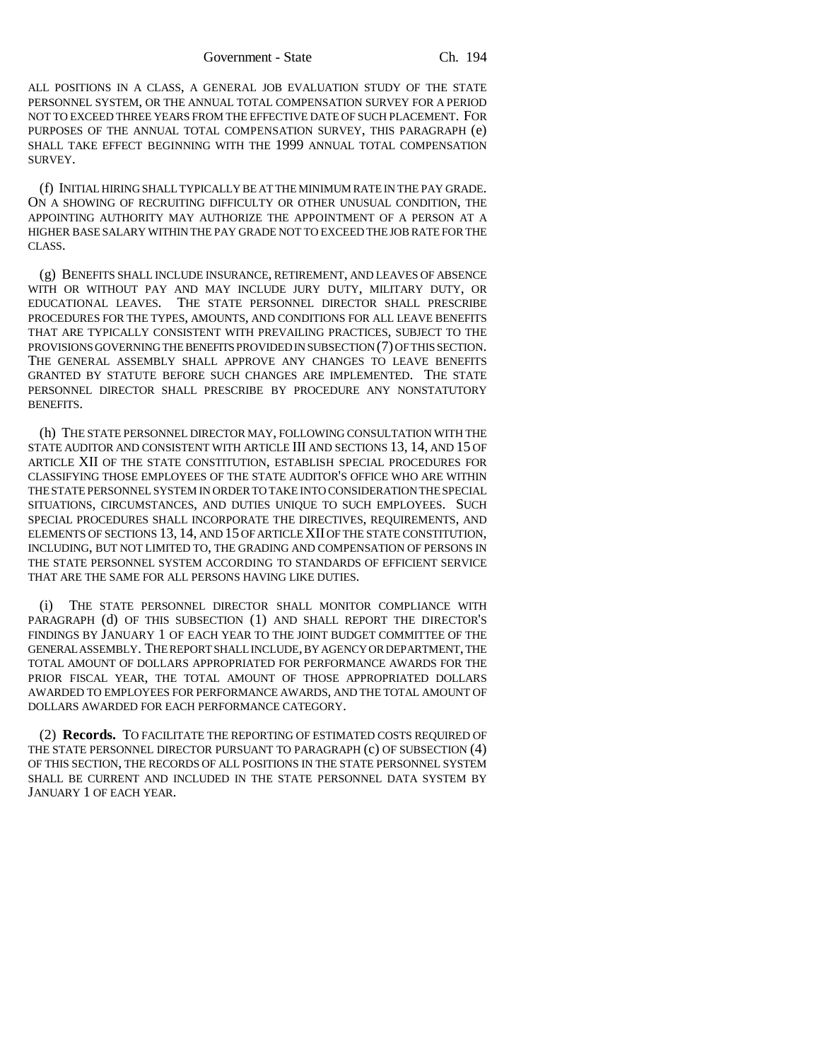ALL POSITIONS IN A CLASS, A GENERAL JOB EVALUATION STUDY OF THE STATE PERSONNEL SYSTEM, OR THE ANNUAL TOTAL COMPENSATION SURVEY FOR A PERIOD NOT TO EXCEED THREE YEARS FROM THE EFFECTIVE DATE OF SUCH PLACEMENT. FOR PURPOSES OF THE ANNUAL TOTAL COMPENSATION SURVEY, THIS PARAGRAPH (e) SHALL TAKE EFFECT BEGINNING WITH THE 1999 ANNUAL TOTAL COMPENSATION SURVEY.

(f) INITIAL HIRING SHALL TYPICALLY BE AT THE MINIMUM RATE IN THE PAY GRADE. ON A SHOWING OF RECRUITING DIFFICULTY OR OTHER UNUSUAL CONDITION, THE APPOINTING AUTHORITY MAY AUTHORIZE THE APPOINTMENT OF A PERSON AT A HIGHER BASE SALARY WITHIN THE PAY GRADE NOT TO EXCEED THE JOB RATE FOR THE CLASS.

(g) BENEFITS SHALL INCLUDE INSURANCE, RETIREMENT, AND LEAVES OF ABSENCE WITH OR WITHOUT PAY AND MAY INCLUDE JURY DUTY, MILITARY DUTY, OR EDUCATIONAL LEAVES. THE STATE PERSONNEL DIRECTOR SHALL PRESCRIBE PROCEDURES FOR THE TYPES, AMOUNTS, AND CONDITIONS FOR ALL LEAVE BENEFITS THAT ARE TYPICALLY CONSISTENT WITH PREVAILING PRACTICES, SUBJECT TO THE PROVISIONS GOVERNING THE BENEFITS PROVIDED IN SUBSECTION (7) OF THIS SECTION. THE GENERAL ASSEMBLY SHALL APPROVE ANY CHANGES TO LEAVE BENEFITS GRANTED BY STATUTE BEFORE SUCH CHANGES ARE IMPLEMENTED. THE STATE PERSONNEL DIRECTOR SHALL PRESCRIBE BY PROCEDURE ANY NONSTATUTORY BENEFITS.

(h) THE STATE PERSONNEL DIRECTOR MAY, FOLLOWING CONSULTATION WITH THE STATE AUDITOR AND CONSISTENT WITH ARTICLE III AND SECTIONS 13, 14, AND 15 OF ARTICLE XII OF THE STATE CONSTITUTION, ESTABLISH SPECIAL PROCEDURES FOR CLASSIFYING THOSE EMPLOYEES OF THE STATE AUDITOR'S OFFICE WHO ARE WITHIN THE STATE PERSONNEL SYSTEM IN ORDER TO TAKE INTO CONSIDERATION THE SPECIAL SITUATIONS, CIRCUMSTANCES, AND DUTIES UNIQUE TO SUCH EMPLOYEES. SUCH SPECIAL PROCEDURES SHALL INCORPORATE THE DIRECTIVES, REQUIREMENTS, AND ELEMENTS OF SECTIONS 13, 14, AND 15 OF ARTICLE XII OF THE STATE CONSTITUTION, INCLUDING, BUT NOT LIMITED TO, THE GRADING AND COMPENSATION OF PERSONS IN THE STATE PERSONNEL SYSTEM ACCORDING TO STANDARDS OF EFFICIENT SERVICE THAT ARE THE SAME FOR ALL PERSONS HAVING LIKE DUTIES.

(i) THE STATE PERSONNEL DIRECTOR SHALL MONITOR COMPLIANCE WITH PARAGRAPH (d) OF THIS SUBSECTION (1) AND SHALL REPORT THE DIRECTOR'S FINDINGS BY JANUARY 1 OF EACH YEAR TO THE JOINT BUDGET COMMITTEE OF THE GENERAL ASSEMBLY. THE REPORT SHALL INCLUDE, BY AGENCY OR DEPARTMENT, THE TOTAL AMOUNT OF DOLLARS APPROPRIATED FOR PERFORMANCE AWARDS FOR THE PRIOR FISCAL YEAR, THE TOTAL AMOUNT OF THOSE APPROPRIATED DOLLARS AWARDED TO EMPLOYEES FOR PERFORMANCE AWARDS, AND THE TOTAL AMOUNT OF DOLLARS AWARDED FOR EACH PERFORMANCE CATEGORY.

(2) **Records.** TO FACILITATE THE REPORTING OF ESTIMATED COSTS REQUIRED OF THE STATE PERSONNEL DIRECTOR PURSUANT TO PARAGRAPH (c) OF SUBSECTION (4) OF THIS SECTION, THE RECORDS OF ALL POSITIONS IN THE STATE PERSONNEL SYSTEM SHALL BE CURRENT AND INCLUDED IN THE STATE PERSONNEL DATA SYSTEM BY JANUARY 1 OF EACH YEAR.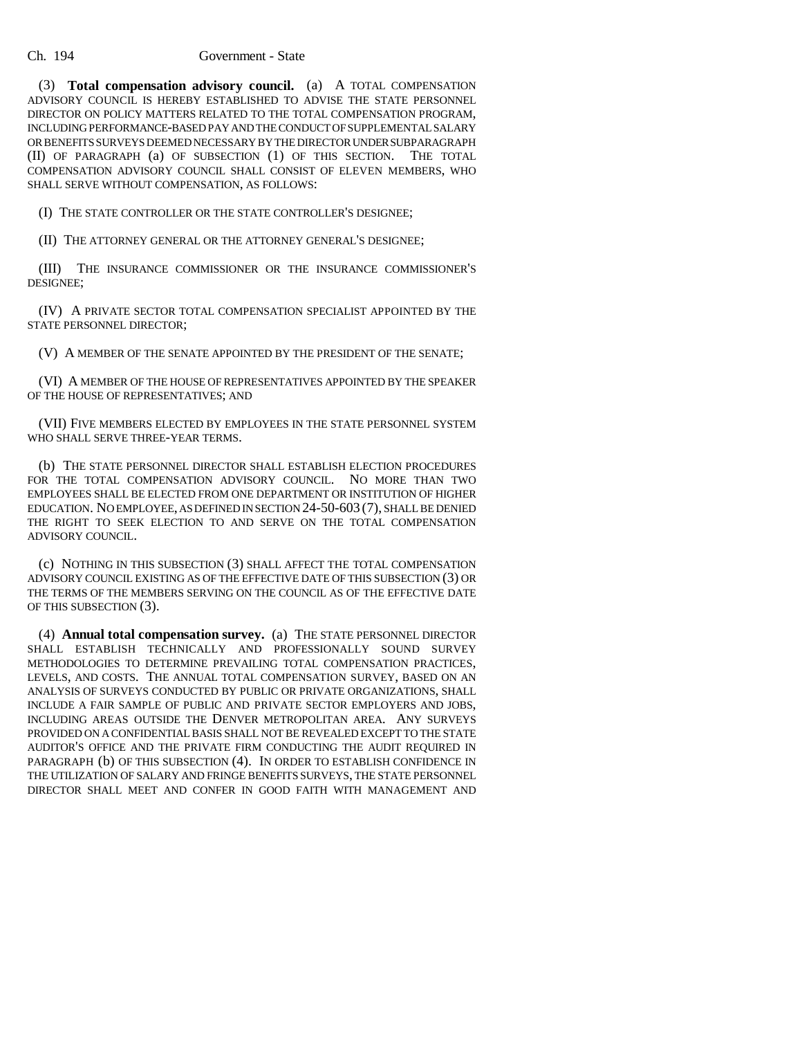(3) **Total compensation advisory council.** (a) A TOTAL COMPENSATION ADVISORY COUNCIL IS HEREBY ESTABLISHED TO ADVISE THE STATE PERSONNEL DIRECTOR ON POLICY MATTERS RELATED TO THE TOTAL COMPENSATION PROGRAM, INCLUDING PERFORMANCE-BASED PAY AND THE CONDUCT OF SUPPLEMENTAL SALARY OR BENEFITS SURVEYS DEEMED NECESSARY BY THE DIRECTOR UNDER SUBPARAGRAPH (II) OF PARAGRAPH (a) OF SUBSECTION (1) OF THIS SECTION. THE TOTAL COMPENSATION ADVISORY COUNCIL SHALL CONSIST OF ELEVEN MEMBERS, WHO SHALL SERVE WITHOUT COMPENSATION, AS FOLLOWS:

(I) THE STATE CONTROLLER OR THE STATE CONTROLLER'S DESIGNEE;

(II) THE ATTORNEY GENERAL OR THE ATTORNEY GENERAL'S DESIGNEE;

(III) THE INSURANCE COMMISSIONER OR THE INSURANCE COMMISSIONER'S DESIGNEE;

(IV) A PRIVATE SECTOR TOTAL COMPENSATION SPECIALIST APPOINTED BY THE STATE PERSONNEL DIRECTOR;

(V) A MEMBER OF THE SENATE APPOINTED BY THE PRESIDENT OF THE SENATE;

(VI) A MEMBER OF THE HOUSE OF REPRESENTATIVES APPOINTED BY THE SPEAKER OF THE HOUSE OF REPRESENTATIVES; AND

(VII) FIVE MEMBERS ELECTED BY EMPLOYEES IN THE STATE PERSONNEL SYSTEM WHO SHALL SERVE THREE-YEAR TERMS.

(b) THE STATE PERSONNEL DIRECTOR SHALL ESTABLISH ELECTION PROCEDURES FOR THE TOTAL COMPENSATION ADVISORY COUNCIL. NO MORE THAN TWO EMPLOYEES SHALL BE ELECTED FROM ONE DEPARTMENT OR INSTITUTION OF HIGHER EDUCATION. NO EMPLOYEE, AS DEFINED IN SECTION 24-50-603 (7), SHALL BE DENIED THE RIGHT TO SEEK ELECTION TO AND SERVE ON THE TOTAL COMPENSATION ADVISORY COUNCIL.

(c) NOTHING IN THIS SUBSECTION (3) SHALL AFFECT THE TOTAL COMPENSATION ADVISORY COUNCIL EXISTING AS OF THE EFFECTIVE DATE OF THIS SUBSECTION (3) OR THE TERMS OF THE MEMBERS SERVING ON THE COUNCIL AS OF THE EFFECTIVE DATE OF THIS SUBSECTION (3).

(4) **Annual total compensation survey.** (a) THE STATE PERSONNEL DIRECTOR SHALL ESTABLISH TECHNICALLY AND PROFESSIONALLY SOUND SURVEY METHODOLOGIES TO DETERMINE PREVAILING TOTAL COMPENSATION PRACTICES, LEVELS, AND COSTS. THE ANNUAL TOTAL COMPENSATION SURVEY, BASED ON AN ANALYSIS OF SURVEYS CONDUCTED BY PUBLIC OR PRIVATE ORGANIZATIONS, SHALL INCLUDE A FAIR SAMPLE OF PUBLIC AND PRIVATE SECTOR EMPLOYERS AND JOBS, INCLUDING AREAS OUTSIDE THE DENVER METROPOLITAN AREA. ANY SURVEYS PROVIDED ON A CONFIDENTIAL BASIS SHALL NOT BE REVEALED EXCEPT TO THE STATE AUDITOR'S OFFICE AND THE PRIVATE FIRM CONDUCTING THE AUDIT REQUIRED IN PARAGRAPH (b) OF THIS SUBSECTION (4). IN ORDER TO ESTABLISH CONFIDENCE IN THE UTILIZATION OF SALARY AND FRINGE BENEFITS SURVEYS, THE STATE PERSONNEL DIRECTOR SHALL MEET AND CONFER IN GOOD FAITH WITH MANAGEMENT AND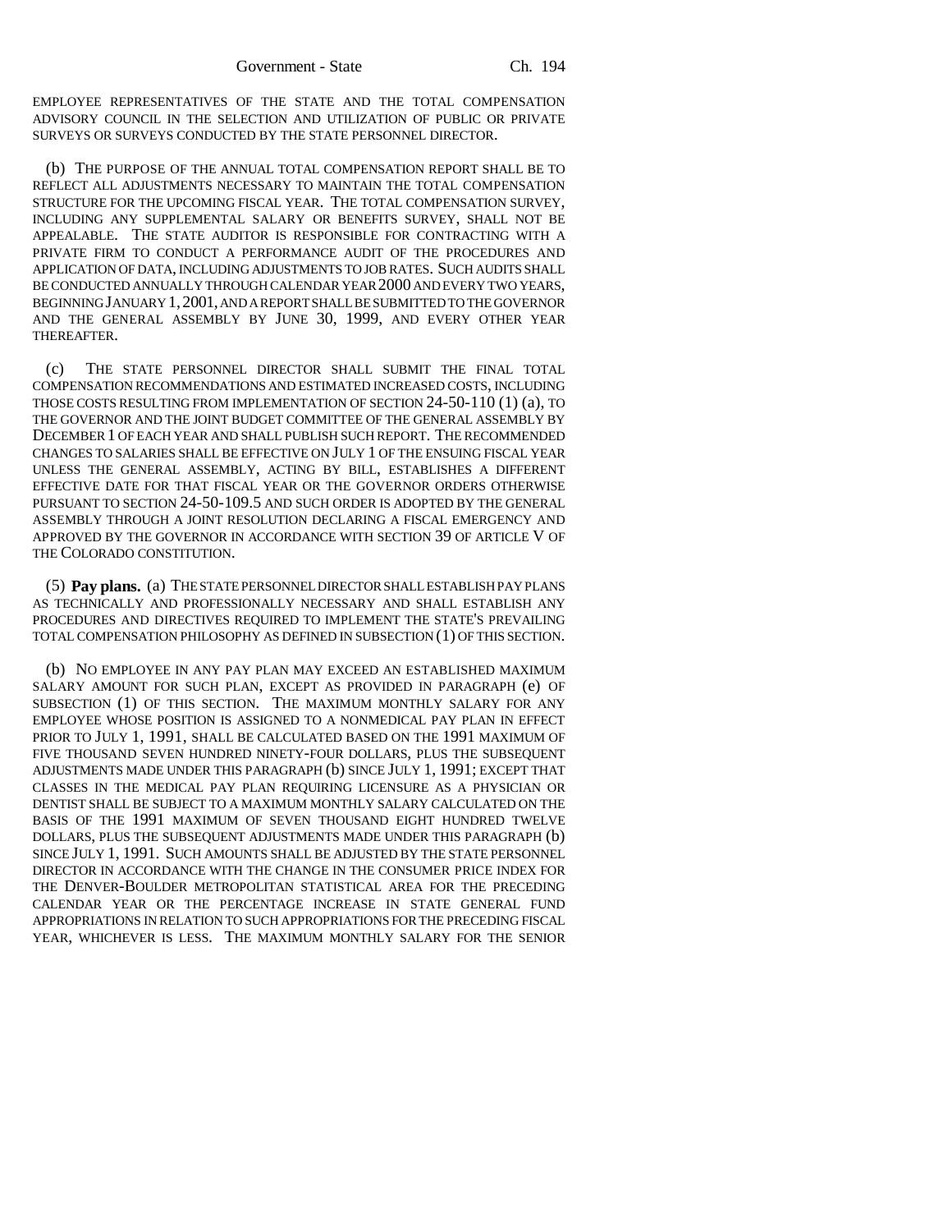EMPLOYEE REPRESENTATIVES OF THE STATE AND THE TOTAL COMPENSATION ADVISORY COUNCIL IN THE SELECTION AND UTILIZATION OF PUBLIC OR PRIVATE SURVEYS OR SURVEYS CONDUCTED BY THE STATE PERSONNEL DIRECTOR.

(b) THE PURPOSE OF THE ANNUAL TOTAL COMPENSATION REPORT SHALL BE TO REFLECT ALL ADJUSTMENTS NECESSARY TO MAINTAIN THE TOTAL COMPENSATION STRUCTURE FOR THE UPCOMING FISCAL YEAR. THE TOTAL COMPENSATION SURVEY, INCLUDING ANY SUPPLEMENTAL SALARY OR BENEFITS SURVEY, SHALL NOT BE APPEALABLE. THE STATE AUDITOR IS RESPONSIBLE FOR CONTRACTING WITH A PRIVATE FIRM TO CONDUCT A PERFORMANCE AUDIT OF THE PROCEDURES AND APPLICATION OF DATA, INCLUDING ADJUSTMENTS TO JOB RATES. SUCH AUDITS SHALL BE CONDUCTED ANNUALLY THROUGH CALENDAR YEAR 2000 AND EVERY TWO YEARS, BEGINNING JANUARY 1, 2001, AND A REPORT SHALL BE SUBMITTED TO THE GOVERNOR AND THE GENERAL ASSEMBLY BY JUNE 30, 1999, AND EVERY OTHER YEAR THEREAFTER.

(c) THE STATE PERSONNEL DIRECTOR SHALL SUBMIT THE FINAL TOTAL COMPENSATION RECOMMENDATIONS AND ESTIMATED INCREASED COSTS, INCLUDING THOSE COSTS RESULTING FROM IMPLEMENTATION OF SECTION 24-50-110 (1) (a), TO THE GOVERNOR AND THE JOINT BUDGET COMMITTEE OF THE GENERAL ASSEMBLY BY DECEMBER 1 OF EACH YEAR AND SHALL PUBLISH SUCH REPORT. THE RECOMMENDED CHANGES TO SALARIES SHALL BE EFFECTIVE ON JULY 1 OF THE ENSUING FISCAL YEAR UNLESS THE GENERAL ASSEMBLY, ACTING BY BILL, ESTABLISHES A DIFFERENT EFFECTIVE DATE FOR THAT FISCAL YEAR OR THE GOVERNOR ORDERS OTHERWISE PURSUANT TO SECTION 24-50-109.5 AND SUCH ORDER IS ADOPTED BY THE GENERAL ASSEMBLY THROUGH A JOINT RESOLUTION DECLARING A FISCAL EMERGENCY AND APPROVED BY THE GOVERNOR IN ACCORDANCE WITH SECTION 39 OF ARTICLE V OF THE COLORADO CONSTITUTION.

(5) **Pay plans.** (a) THE STATE PERSONNEL DIRECTOR SHALL ESTABLISH PAY PLANS AS TECHNICALLY AND PROFESSIONALLY NECESSARY AND SHALL ESTABLISH ANY PROCEDURES AND DIRECTIVES REQUIRED TO IMPLEMENT THE STATE'S PREVAILING TOTAL COMPENSATION PHILOSOPHY AS DEFINED IN SUBSECTION (1) OF THIS SECTION.

(b) NO EMPLOYEE IN ANY PAY PLAN MAY EXCEED AN ESTABLISHED MAXIMUM SALARY AMOUNT FOR SUCH PLAN, EXCEPT AS PROVIDED IN PARAGRAPH (e) OF SUBSECTION (1) OF THIS SECTION. THE MAXIMUM MONTHLY SALARY FOR ANY EMPLOYEE WHOSE POSITION IS ASSIGNED TO A NONMEDICAL PAY PLAN IN EFFECT PRIOR TO JULY 1, 1991, SHALL BE CALCULATED BASED ON THE 1991 MAXIMUM OF FIVE THOUSAND SEVEN HUNDRED NINETY-FOUR DOLLARS, PLUS THE SUBSEQUENT ADJUSTMENTS MADE UNDER THIS PARAGRAPH (b) SINCE JULY 1, 1991; EXCEPT THAT CLASSES IN THE MEDICAL PAY PLAN REQUIRING LICENSURE AS A PHYSICIAN OR DENTIST SHALL BE SUBJECT TO A MAXIMUM MONTHLY SALARY CALCULATED ON THE BASIS OF THE 1991 MAXIMUM OF SEVEN THOUSAND EIGHT HUNDRED TWELVE DOLLARS, PLUS THE SUBSEQUENT ADJUSTMENTS MADE UNDER THIS PARAGRAPH (b) SINCE JULY 1, 1991. SUCH AMOUNTS SHALL BE ADJUSTED BY THE STATE PERSONNEL DIRECTOR IN ACCORDANCE WITH THE CHANGE IN THE CONSUMER PRICE INDEX FOR THE DENVER-BOULDER METROPOLITAN STATISTICAL AREA FOR THE PRECEDING CALENDAR YEAR OR THE PERCENTAGE INCREASE IN STATE GENERAL FUND APPROPRIATIONS IN RELATION TO SUCH APPROPRIATIONS FOR THE PRECEDING FISCAL YEAR, WHICHEVER IS LESS. THE MAXIMUM MONTHLY SALARY FOR THE SENIOR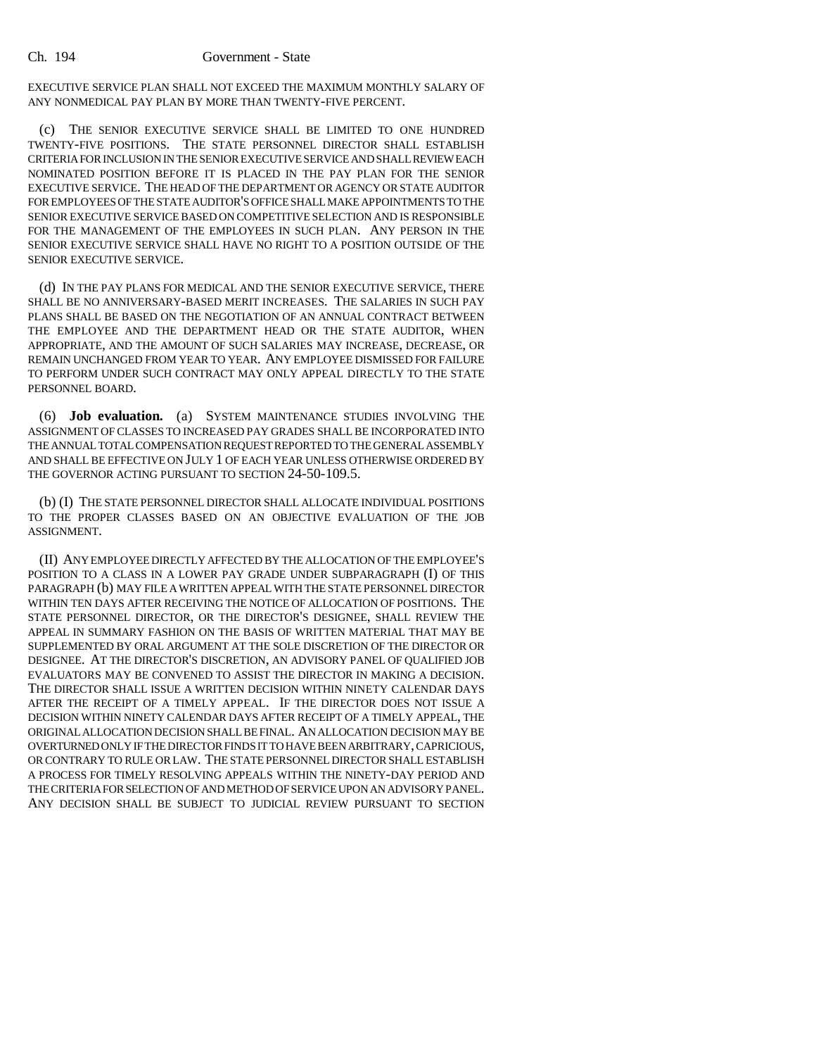EXECUTIVE SERVICE PLAN SHALL NOT EXCEED THE MAXIMUM MONTHLY SALARY OF ANY NONMEDICAL PAY PLAN BY MORE THAN TWENTY-FIVE PERCENT.

(c) THE SENIOR EXECUTIVE SERVICE SHALL BE LIMITED TO ONE HUNDRED TWENTY-FIVE POSITIONS. THE STATE PERSONNEL DIRECTOR SHALL ESTABLISH CRITERIA FOR INCLUSION IN THE SENIOR EXECUTIVE SERVICE AND SHALL REVIEW EACH NOMINATED POSITION BEFORE IT IS PLACED IN THE PAY PLAN FOR THE SENIOR EXECUTIVE SERVICE. THE HEAD OF THE DEPARTMENT OR AGENCY OR STATE AUDITOR FOR EMPLOYEES OF THE STATE AUDITOR'S OFFICE SHALL MAKE APPOINTMENTS TO THE SENIOR EXECUTIVE SERVICE BASED ON COMPETITIVE SELECTION AND IS RESPONSIBLE FOR THE MANAGEMENT OF THE EMPLOYEES IN SUCH PLAN. ANY PERSON IN THE SENIOR EXECUTIVE SERVICE SHALL HAVE NO RIGHT TO A POSITION OUTSIDE OF THE SENIOR EXECUTIVE SERVICE.

(d) IN THE PAY PLANS FOR MEDICAL AND THE SENIOR EXECUTIVE SERVICE, THERE SHALL BE NO ANNIVERSARY-BASED MERIT INCREASES. THE SALARIES IN SUCH PAY PLANS SHALL BE BASED ON THE NEGOTIATION OF AN ANNUAL CONTRACT BETWEEN THE EMPLOYEE AND THE DEPARTMENT HEAD OR THE STATE AUDITOR, WHEN APPROPRIATE, AND THE AMOUNT OF SUCH SALARIES MAY INCREASE, DECREASE, OR REMAIN UNCHANGED FROM YEAR TO YEAR. ANY EMPLOYEE DISMISSED FOR FAILURE TO PERFORM UNDER SUCH CONTRACT MAY ONLY APPEAL DIRECTLY TO THE STATE PERSONNEL BOARD.

(6) **Job evaluation.** (a) SYSTEM MAINTENANCE STUDIES INVOLVING THE ASSIGNMENT OF CLASSES TO INCREASED PAY GRADES SHALL BE INCORPORATED INTO THE ANNUAL TOTAL COMPENSATION REQUEST REPORTED TO THE GENERAL ASSEMBLY AND SHALL BE EFFECTIVE ON JULY 1 OF EACH YEAR UNLESS OTHERWISE ORDERED BY THE GOVERNOR ACTING PURSUANT TO SECTION 24-50-109.5.

(b) (I) THE STATE PERSONNEL DIRECTOR SHALL ALLOCATE INDIVIDUAL POSITIONS TO THE PROPER CLASSES BASED ON AN OBJECTIVE EVALUATION OF THE JOB ASSIGNMENT.

(II) ANY EMPLOYEE DIRECTLY AFFECTED BY THE ALLOCATION OF THE EMPLOYEE'S POSITION TO A CLASS IN A LOWER PAY GRADE UNDER SUBPARAGRAPH (I) OF THIS PARAGRAPH (b) MAY FILE A WRITTEN APPEAL WITH THE STATE PERSONNEL DIRECTOR WITHIN TEN DAYS AFTER RECEIVING THE NOTICE OF ALLOCATION OF POSITIONS. THE STATE PERSONNEL DIRECTOR, OR THE DIRECTOR'S DESIGNEE, SHALL REVIEW THE APPEAL IN SUMMARY FASHION ON THE BASIS OF WRITTEN MATERIAL THAT MAY BE SUPPLEMENTED BY ORAL ARGUMENT AT THE SOLE DISCRETION OF THE DIRECTOR OR DESIGNEE. AT THE DIRECTOR'S DISCRETION, AN ADVISORY PANEL OF QUALIFIED JOB EVALUATORS MAY BE CONVENED TO ASSIST THE DIRECTOR IN MAKING A DECISION. THE DIRECTOR SHALL ISSUE A WRITTEN DECISION WITHIN NINETY CALENDAR DAYS AFTER THE RECEIPT OF A TIMELY APPEAL. IF THE DIRECTOR DOES NOT ISSUE A DECISION WITHIN NINETY CALENDAR DAYS AFTER RECEIPT OF A TIMELY APPEAL, THE ORIGINAL ALLOCATION DECISION SHALL BE FINAL. AN ALLOCATION DECISION MAY BE OVERTURNED ONLY IF THE DIRECTOR FINDS IT TO HAVE BEEN ARBITRARY, CAPRICIOUS, OR CONTRARY TO RULE OR LAW. THE STATE PERSONNEL DIRECTOR SHALL ESTABLISH A PROCESS FOR TIMELY RESOLVING APPEALS WITHIN THE NINETY-DAY PERIOD AND THE CRITERIA FOR SELECTION OF AND METHOD OF SERVICE UPON AN ADVISORY PANEL. ANY DECISION SHALL BE SUBJECT TO JUDICIAL REVIEW PURSUANT TO SECTION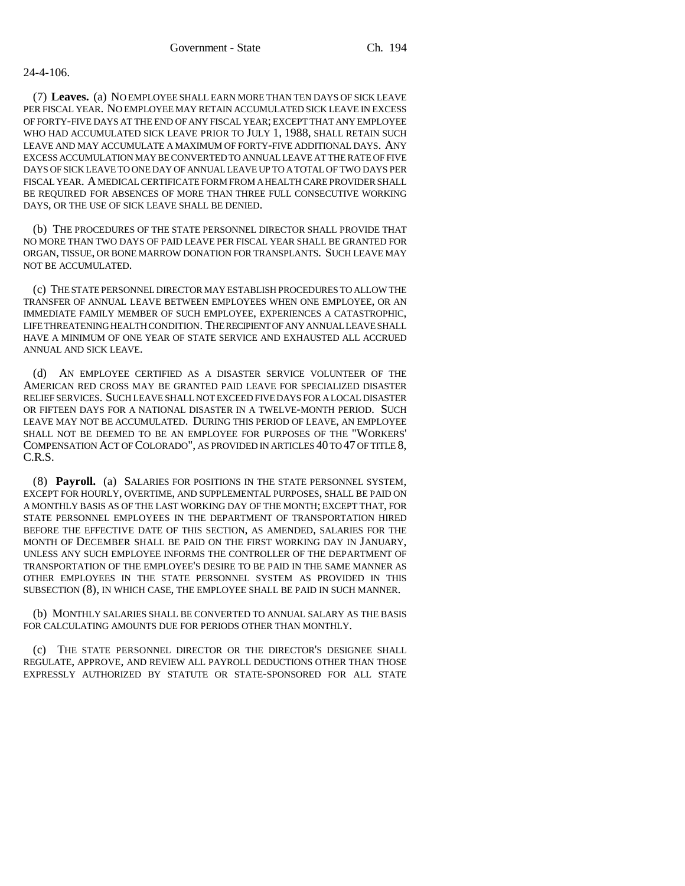24-4-106.

(7) **Leaves.** (a) NO EMPLOYEE SHALL EARN MORE THAN TEN DAYS OF SICK LEAVE PER FISCAL YEAR. NO EMPLOYEE MAY RETAIN ACCUMULATED SICK LEAVE IN EXCESS OF FORTY-FIVE DAYS AT THE END OF ANY FISCAL YEAR; EXCEPT THAT ANY EMPLOYEE WHO HAD ACCUMULATED SICK LEAVE PRIOR TO JULY 1, 1988, SHALL RETAIN SUCH LEAVE AND MAY ACCUMULATE A MAXIMUM OF FORTY-FIVE ADDITIONAL DAYS. ANY EXCESS ACCUMULATION MAY BE CONVERTED TO ANNUAL LEAVE AT THE RATE OF FIVE DAYS OF SICK LEAVE TO ONE DAY OF ANNUAL LEAVE UP TO A TOTAL OF TWO DAYS PER FISCAL YEAR. A MEDICAL CERTIFICATE FORM FROM A HEALTH CARE PROVIDER SHALL BE REQUIRED FOR ABSENCES OF MORE THAN THREE FULL CONSECUTIVE WORKING DAYS, OR THE USE OF SICK LEAVE SHALL BE DENIED.

(b) THE PROCEDURES OF THE STATE PERSONNEL DIRECTOR SHALL PROVIDE THAT NO MORE THAN TWO DAYS OF PAID LEAVE PER FISCAL YEAR SHALL BE GRANTED FOR ORGAN, TISSUE, OR BONE MARROW DONATION FOR TRANSPLANTS. SUCH LEAVE MAY NOT BE ACCUMULATED.

(c) THE STATE PERSONNEL DIRECTOR MAY ESTABLISH PROCEDURES TO ALLOW THE TRANSFER OF ANNUAL LEAVE BETWEEN EMPLOYEES WHEN ONE EMPLOYEE, OR AN IMMEDIATE FAMILY MEMBER OF SUCH EMPLOYEE, EXPERIENCES A CATASTROPHIC, LIFE THREATENING HEALTH CONDITION. THE RECIPIENT OF ANY ANNUAL LEAVE SHALL HAVE A MINIMUM OF ONE YEAR OF STATE SERVICE AND EXHAUSTED ALL ACCRUED ANNUAL AND SICK LEAVE.

(d) AN EMPLOYEE CERTIFIED AS A DISASTER SERVICE VOLUNTEER OF THE AMERICAN RED CROSS MAY BE GRANTED PAID LEAVE FOR SPECIALIZED DISASTER RELIEF SERVICES. SUCH LEAVE SHALL NOT EXCEED FIVE DAYS FOR A LOCAL DISASTER OR FIFTEEN DAYS FOR A NATIONAL DISASTER IN A TWELVE-MONTH PERIOD. SUCH LEAVE MAY NOT BE ACCUMULATED. DURING THIS PERIOD OF LEAVE, AN EMPLOYEE SHALL NOT BE DEEMED TO BE AN EMPLOYEE FOR PURPOSES OF THE "WORKERS' COMPENSATION ACT OF COLORADO", AS PROVIDED IN ARTICLES 40 TO 47 OF TITLE 8, C.R.S.

(8) **Payroll.** (a) SALARIES FOR POSITIONS IN THE STATE PERSONNEL SYSTEM, EXCEPT FOR HOURLY, OVERTIME, AND SUPPLEMENTAL PURPOSES, SHALL BE PAID ON A MONTHLY BASIS AS OF THE LAST WORKING DAY OF THE MONTH; EXCEPT THAT, FOR STATE PERSONNEL EMPLOYEES IN THE DEPARTMENT OF TRANSPORTATION HIRED BEFORE THE EFFECTIVE DATE OF THIS SECTION, AS AMENDED, SALARIES FOR THE MONTH OF DECEMBER SHALL BE PAID ON THE FIRST WORKING DAY IN JANUARY, UNLESS ANY SUCH EMPLOYEE INFORMS THE CONTROLLER OF THE DEPARTMENT OF TRANSPORTATION OF THE EMPLOYEE'S DESIRE TO BE PAID IN THE SAME MANNER AS OTHER EMPLOYEES IN THE STATE PERSONNEL SYSTEM AS PROVIDED IN THIS SUBSECTION (8), IN WHICH CASE, THE EMPLOYEE SHALL BE PAID IN SUCH MANNER.

(b) MONTHLY SALARIES SHALL BE CONVERTED TO ANNUAL SALARY AS THE BASIS FOR CALCULATING AMOUNTS DUE FOR PERIODS OTHER THAN MONTHLY.

(c) THE STATE PERSONNEL DIRECTOR OR THE DIRECTOR'S DESIGNEE SHALL REGULATE, APPROVE, AND REVIEW ALL PAYROLL DEDUCTIONS OTHER THAN THOSE EXPRESSLY AUTHORIZED BY STATUTE OR STATE-SPONSORED FOR ALL STATE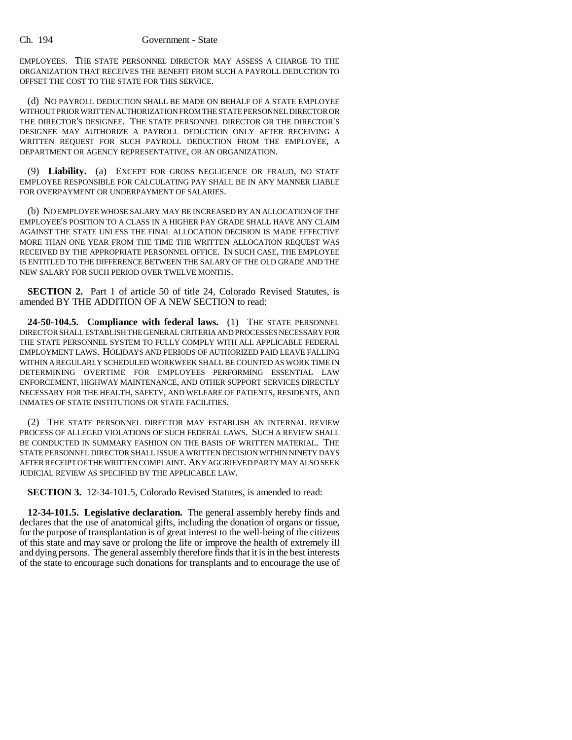EMPLOYEES. THE STATE PERSONNEL DIRECTOR MAY ASSESS A CHARGE TO THE ORGANIZATION THAT RECEIVES THE BENEFIT FROM SUCH A PAYROLL DEDUCTION TO OFFSET THE COST TO THE STATE FOR THIS SERVICE.

(d) NO PAYROLL DEDUCTION SHALL BE MADE ON BEHALF OF A STATE EMPLOYEE WITHOUT PRIOR WRITTEN AUTHORIZATION FROM THE STATE PERSONNEL DIRECTOR OR THE DIRECTOR'S DESIGNEE. THE STATE PERSONNEL DIRECTOR OR THE DIRECTOR'S DESIGNEE MAY AUTHORIZE A PAYROLL DEDUCTION ONLY AFTER RECEIVING A WRITTEN REQUEST FOR SUCH PAYROLL DEDUCTION FROM THE EMPLOYEE, A DEPARTMENT OR AGENCY REPRESENTATIVE, OR AN ORGANIZATION.

(9) **Liability.** (a) EXCEPT FOR GROSS NEGLIGENCE OR FRAUD, NO STATE EMPLOYEE RESPONSIBLE FOR CALCULATING PAY SHALL BE IN ANY MANNER LIABLE FOR OVERPAYMENT OR UNDERPAYMENT OF SALARIES.

(b) NO EMPLOYEE WHOSE SALARY MAY BE INCREASED BY AN ALLOCATION OF THE EMPLOYEE'S POSITION TO A CLASS IN A HIGHER PAY GRADE SHALL HAVE ANY CLAIM AGAINST THE STATE UNLESS THE FINAL ALLOCATION DECISION IS MADE EFFECTIVE MORE THAN ONE YEAR FROM THE TIME THE WRITTEN ALLOCATION REQUEST WAS RECEIVED BY THE APPROPRIATE PERSONNEL OFFICE. IN SUCH CASE, THE EMPLOYEE IS ENTITLED TO THE DIFFERENCE BETWEEN THE SALARY OF THE OLD GRADE AND THE NEW SALARY FOR SUCH PERIOD OVER TWELVE MONTHS.

**SECTION 2.** Part 1 of article 50 of title 24, Colorado Revised Statutes, is amended BY THE ADDITION OF A NEW SECTION to read:

**24-50-104.5. Compliance with federal laws.** (1) THE STATE PERSONNEL DIRECTOR SHALL ESTABLISH THE GENERAL CRITERIA AND PROCESSES NECESSARY FOR THE STATE PERSONNEL SYSTEM TO FULLY COMPLY WITH ALL APPLICABLE FEDERAL EMPLOYMENT LAWS. HOLIDAYS AND PERIODS OF AUTHORIZED PAID LEAVE FALLING WITHIN A REGULARLY SCHEDULED WORKWEEK SHALL BE COUNTED AS WORK TIME IN DETERMINING OVERTIME FOR EMPLOYEES PERFORMING ESSENTIAL LAW ENFORCEMENT, HIGHWAY MAINTENANCE, AND OTHER SUPPORT SERVICES DIRECTLY NECESSARY FOR THE HEALTH, SAFETY, AND WELFARE OF PATIENTS, RESIDENTS, AND INMATES OF STATE INSTITUTIONS OR STATE FACILITIES.

(2) THE STATE PERSONNEL DIRECTOR MAY ESTABLISH AN INTERNAL REVIEW PROCESS OF ALLEGED VIOLATIONS OF SUCH FEDERAL LAWS. SUCH A REVIEW SHALL BE CONDUCTED IN SUMMARY FASHION ON THE BASIS OF WRITTEN MATERIAL. THE STATE PERSONNEL DIRECTOR SHALL ISSUE A WRITTEN DECISION WITHIN NINETY DAYS AFTER RECEIPT OF THE WRITTEN COMPLAINT. ANY AGGRIEVED PARTY MAY ALSO SEEK JUDICIAL REVIEW AS SPECIFIED BY THE APPLICABLE LAW.

**SECTION 3.** 12-34-101.5, Colorado Revised Statutes, is amended to read:

**12-34-101.5. Legislative declaration.** The general assembly hereby finds and declares that the use of anatomical gifts, including the donation of organs or tissue, for the purpose of transplantation is of great interest to the well-being of the citizens of this state and may save or prolong the life or improve the health of extremely ill and dying persons. The general assembly therefore finds that it is in the best interests of the state to encourage such donations for transplants and to encourage the use of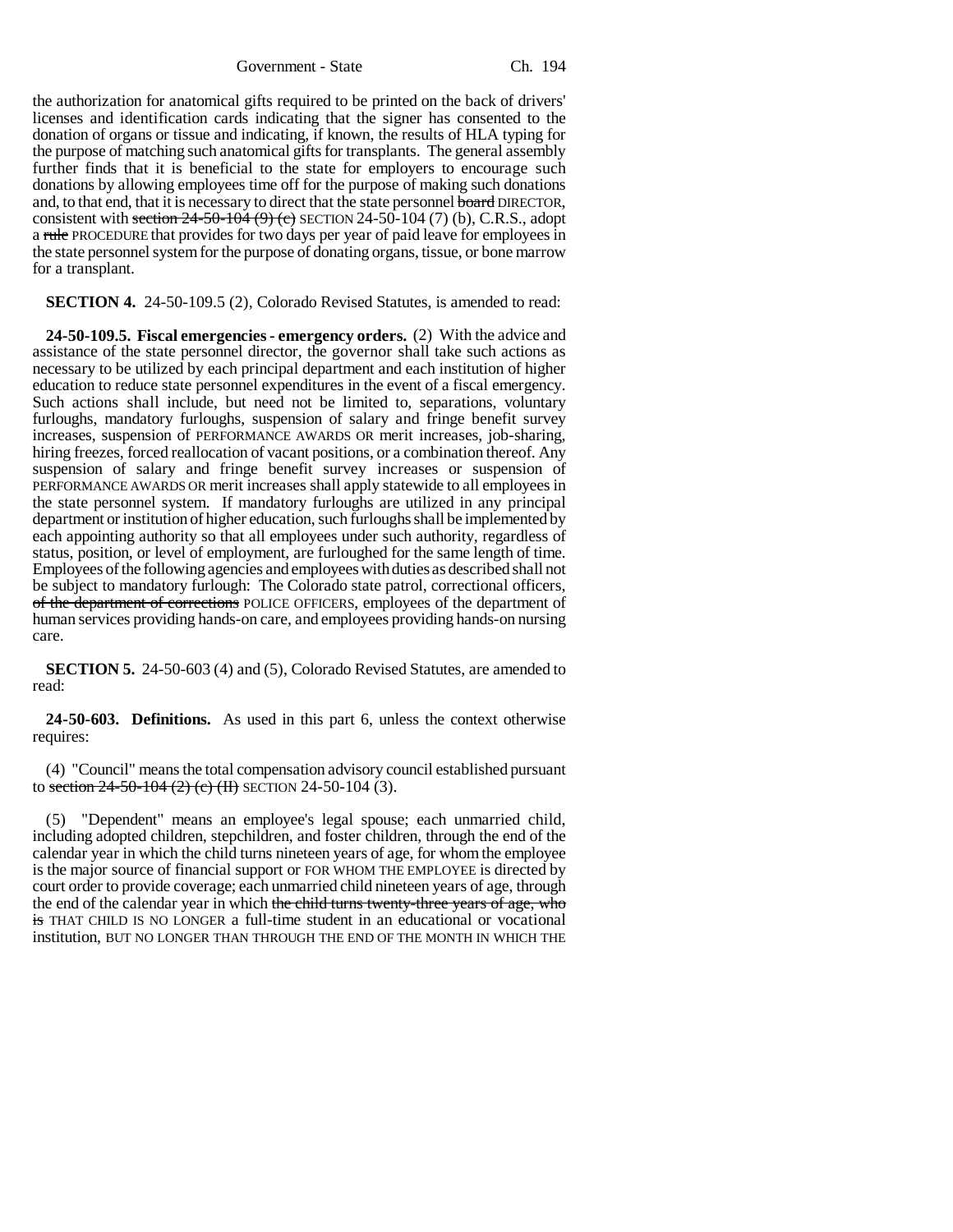the authorization for anatomical gifts required to be printed on the back of drivers' licenses and identification cards indicating that the signer has consented to the donation of organs or tissue and indicating, if known, the results of HLA typing for the purpose of matching such anatomical gifts for transplants. The general assembly further finds that it is beneficial to the state for employers to encourage such donations by allowing employees time off for the purpose of making such donations and, to that end, that it is necessary to direct that the state personnel ~~board~~ DIRECTOR, consistent with ~~section 24-50-104 (9) (c)~~ SECTION 24-50-104 (7) (b), C.R.S., adopt a ~~rule~~ PROCEDURE that provides for two days per year of paid leave for employees in the state personnel system for the purpose of donating organs, tissue, or bone marrow for a transplant.

**SECTION 4.** 24-50-109.5 (2), Colorado Revised Statutes, is amended to read:

**24-50-109.5. Fiscal emergencies - emergency orders.** (2) With the advice and assistance of the state personnel director, the governor shall take such actions as necessary to be utilized by each principal department and each institution of higher education to reduce state personnel expenditures in the event of a fiscal emergency. Such actions shall include, but need not be limited to, separations, voluntary furloughs, mandatory furloughs, suspension of salary and fringe benefit survey increases, suspension of PERFORMANCE AWARDS OR merit increases, job-sharing, hiring freezes, forced reallocation of vacant positions, or a combination thereof. Any suspension of salary and fringe benefit survey increases or suspension of PERFORMANCE AWARDS OR merit increases shall apply statewide to all employees in the state personnel system. If mandatory furloughs are utilized in any principal department or institution of higher education, such furloughs shall be implemented by each appointing authority so that all employees under such authority, regardless of status, position, or level of employment, are furloughed for the same length of time. Employees of the following agencies and employees with duties as described shall not be subject to mandatory furlough: The Colorado state patrol, correctional officers, ~~of the department of corrections~~ POLICE OFFICERS, employees of the department of human services providing hands-on care, and employees providing hands-on nursing care.

**SECTION 5.** 24-50-603 (4) and (5), Colorado Revised Statutes, are amended to read:

**24-50-603. Definitions.** As used in this part 6, unless the context otherwise requires:

(4) "Council" means the total compensation advisory council established pursuant to ~~section 24-50-104 (2) (c) (II)~~ SECTION 24-50-104 (3).

(5) "Dependent" means an employee's legal spouse; each unmarried child, including adopted children, stepchildren, and foster children, through the end of the calendar year in which the child turns nineteen years of age, for whom the employee is the major source of financial support or FOR WHOM THE EMPLOYEE is directed by court order to provide coverage; each unmarried child nineteen years of age, through the end of the calendar year in which ~~the child turns twenty-three years of age, who is~~ THAT CHILD IS NO LONGER a full-time student in an educational or vocational institution, BUT NO LONGER THAN THROUGH THE END OF THE MONTH IN WHICH THE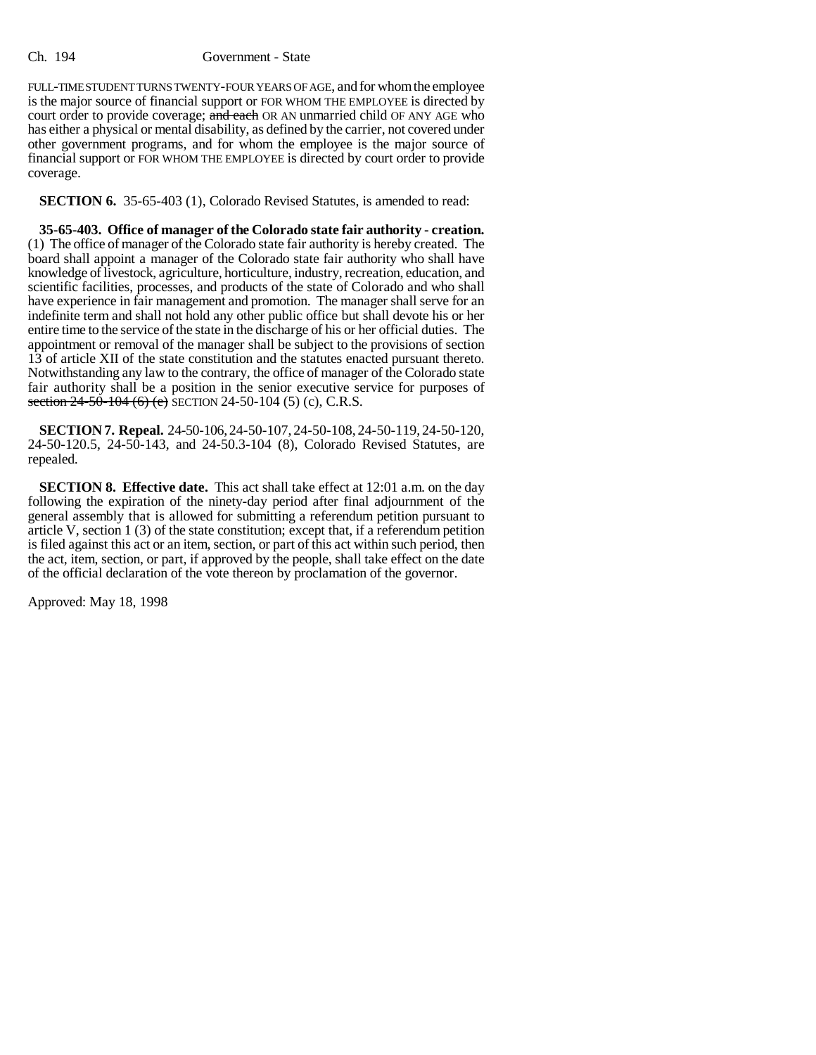FULL-TIME STUDENT TURNS TWENTY-FOUR YEARS OF AGE, and for whom the employee is the major source of financial support or FOR WHOM THE EMPLOYEE is directed by court order to provide coverage; ~~and each~~ OR AN unmarried child OF ANY AGE who has either a physical or mental disability, as defined by the carrier, not covered under other government programs, and for whom the employee is the major source of financial support or FOR WHOM THE EMPLOYEE is directed by court order to provide coverage.

**SECTION 6.** 35-65-403 (1), Colorado Revised Statutes, is amended to read:

**35-65-403. Office of manager of the Colorado state fair authority - creation.** (1) The office of manager of the Colorado state fair authority is hereby created. The board shall appoint a manager of the Colorado state fair authority who shall have knowledge of livestock, agriculture, horticulture, industry, recreation, education, and scientific facilities, processes, and products of the state of Colorado and who shall have experience in fair management and promotion. The manager shall serve for an indefinite term and shall not hold any other public office but shall devote his or her entire time to the service of the state in the discharge of his or her official duties. The appointment or removal of the manager shall be subject to the provisions of section 13 of article XII of the state constitution and the statutes enacted pursuant thereto. Notwithstanding any law to the contrary, the office of manager of the Colorado state fair authority shall be a position in the senior executive service for purposes of ~~section 24-50-104 (6) (c)~~ SECTION 24-50-104 (5) (c), C.R.S.

**SECTION 7. Repeal.** 24-50-106, 24-50-107, 24-50-108, 24-50-119, 24-50-120, 24-50-120.5, 24-50-143, and 24-50.3-104 (8), Colorado Revised Statutes, are repealed.

**SECTION 8. Effective date.** This act shall take effect at 12:01 a.m. on the day following the expiration of the ninety-day period after final adjournment of the general assembly that is allowed for submitting a referendum petition pursuant to article V, section 1 (3) of the state constitution; except that, if a referendum petition is filed against this act or an item, section, or part of this act within such period, then the act, item, section, or part, if approved by the people, shall take effect on the date of the official declaration of the vote thereon by proclamation of the governor.

Approved: May 18, 1998